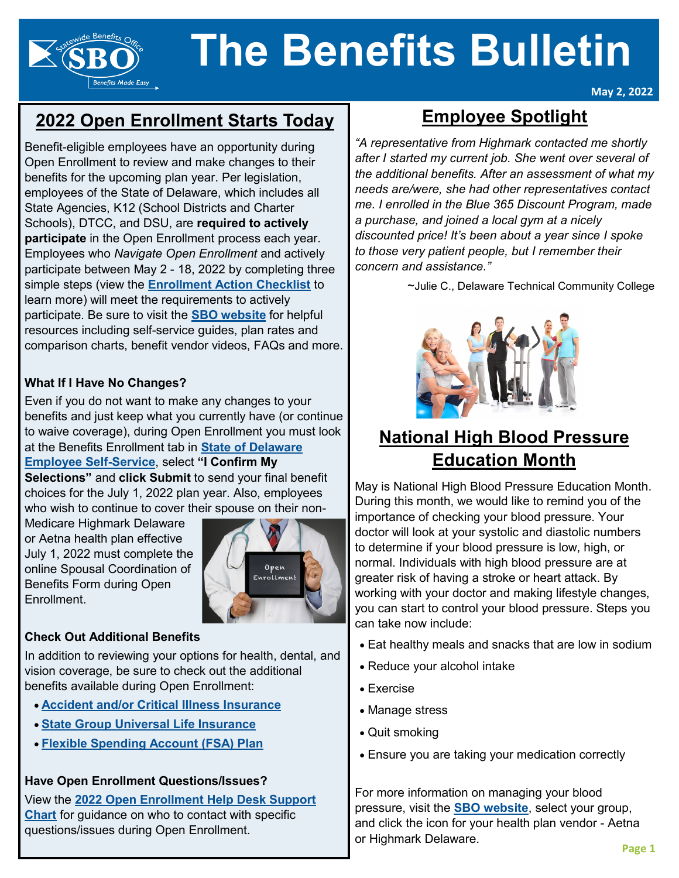# The Benefits Bulletin

May 2, 2022

## 2022 Open Enrollment Starts Today

Benefit-eligible employees have an opportunity during Open Enrollment to review and make changes to their benefits for the upcoming plan year. Per legislation, employees of the State of Delaware, which includes all State Agencies, K12 (School Districts and Charter Schools), DTCC, and DSU, are **required to actively participate** in the Open Enrollment process each year. Employees who *Navigate Open Enrollment* and actively participate between May 2 - 18, 2022 by completing three simple steps (view the **Enrollment Action Checklist** to learn more) will meet the requirements to actively participate. Be sure to visit the **SBO website** for helpful resources including self-service guides, plan rates and comparison charts, benefit vendor videos, FAQs and more.

### What If I Have No Changes?

Even if you do not want to make any changes to your benefits and just keep what you currently have (or continue to waive coverage), during Open Enrollment you must look at the Benefits Enrollment tab in **State of Delaware Employee Self-Service**, select **"I Confirm My Selections"** and **click Submit** to send your final benefit choices for the July 1, 2022 plan year. Also, employees who wish to continue to cover their spouse on their non-Medicare Highmark Delaware or Aetna health plan effective July 1, 2022 must complete the online Spousal Coordination of Benefits Form during Open Enrollment.

### Check Out Additional Benefits

In addition to reviewing your options for health, dental, and vision coverage, be sure to check out the additional benefits available during Open Enrollment:

- **Accident and/or Critical Illness Insurance**
- **State Group Universal Life Insurance**
- **Flexible Spending Account (FSA) Plan**

### Have Open Enrollment Questions/Issues?

View the **2022 Open Enrollment Help Desk Support Chart** for guidance on who to contact with specific questions/issues during Open Enrollment.

## Employee Spotlight

*"A representative from Highmark contacted me shortly after I started my current job. She went over several of the additional benefits. After an assessment of what my needs are/were, she had other representatives contact me. I enrolled in the Blue 365 Discount Program, made a purchase, and joined a local gym at a nicely discounted price! It's been about a year since I spoke to those very patient people, but I remember their concern and assistance."*

~Julie C., Delaware Technical Community College

## National High Blood Pressure Education Month

May is National High Blood Pressure Education Month. During this month, we would like to remind you of the importance of checking your blood pressure. Your doctor will look at your systolic and diastolic numbers to determine if your blood pressure is low, high, or normal. Individuals with high blood pressure are at greater risk of having a stroke or heart attack. By working with your doctor and making lifestyle changes, you can start to control your blood pressure. Steps you can take now include:

- Eat healthy meals and snacks that are low in sodium
- Reduce your alcohol intake
- Exercise
- Manage stress
- Quit smoking
- Ensure you are taking your medication correctly

For more information on managing your blood pressure, visit the **SBO website**, select your group, and click the icon for your health plan vendor - Aetna or Highmark Delaware.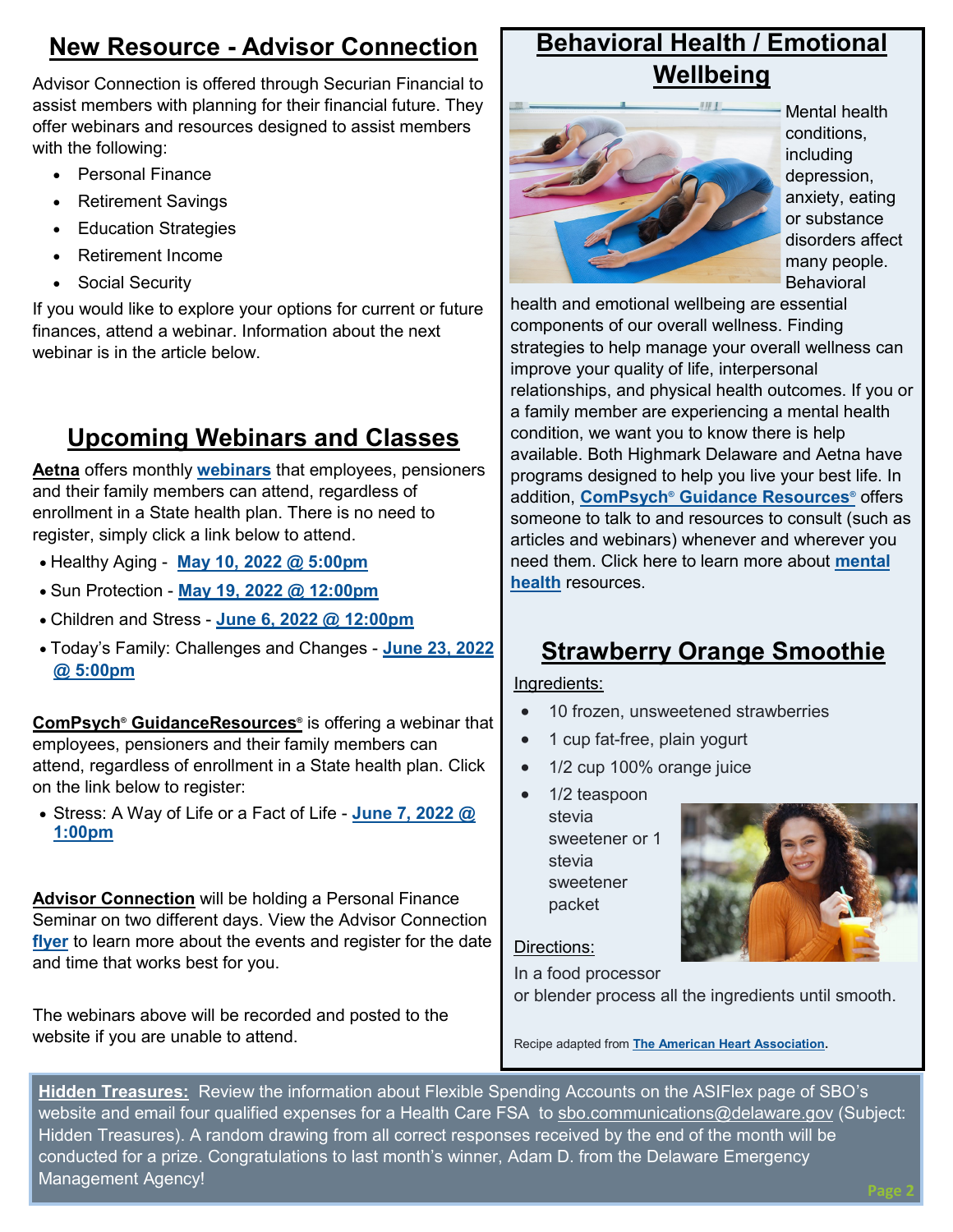## New Resource - Advisor Connection

Advisor Connection is offered through Securian Financial to assist members with planning for their financial future. They offer webinars and resources designed to assist members with the following:

- Personal Finance
- Retirement Savings
- Education Strategies
- Retirement Income
- Social Security

If you would like to explore your options for current or future finances, attend a webinar. Information about the next webinar is in the article below.

## Upcoming Webinars and Classes

**Aetna** offers monthly **webinars** that employees, pensioners and their family members can attend, regardless of enrollment in a State health plan. There is no need to register, simply click a link below to attend.

- Healthy Aging - **May 10, 2022 @ 5:00pm**
- Sun Protection - **May 19, 2022 @ 12:00pm**
- Children and Stress - **June 6, 2022 @ 12:00pm**
- Today's Family: Challenges and Changes - **June 23, 2022 @ 5:00pm**

**ComPsych® GuidanceResources®** is offering a webinar that employees, pensioners and their family members can attend, regardless of enrollment in a State health plan. Click on the link below to register:

- Stress: A Way of Life or a Fact of Life - **June 7, 2022 @ 1:00pm**

**Advisor Connection** will be holding a Personal Finance Seminar on two different days. View the Advisor Connection **flyer** to learn more about the events and register for the date and time that works best for you.

The webinars above will be recorded and posted to the website if you are unable to attend.

## Behavioral Health / Emotional Wellbeing

Mental health conditions, including depression, anxiety, eating or substance disorders affect many people. Behavioral health and emotional wellbeing are essential components of our overall wellness. Finding strategies to help manage your overall wellness can improve your quality of life, interpersonal relationships, and physical health outcomes. If you or a family member are experiencing a mental health condition, we want you to know there is help available. Both Highmark Delaware and Aetna have programs designed to help you live your best life. In addition, **ComPsych® Guidance Resources®** offers someone to talk to and resources to consult (such as articles and webinars) whenever and wherever you need them. Click here to learn more about **mental health** resources.

## Strawberry Orange Smoothie

Ingredients:

- 10 frozen, unsweetened strawberries
- 1 cup fat-free, plain yogurt
- 1/2 cup 100% orange juice
- 1/2 teaspoon stevia sweetener or 1 stevia sweetener packet

Directions:

In a food processor or blender process all the ingredients until smooth.

Recipe adapted from **The American Heart Association**.

**Hidden Treasures:** Review the information about Flexible Spending Accounts on the ASIFlex page of SBO's website and email four qualified expenses for a Health Care FSA to sbo.communications@delaware.gov (Subject: Hidden Treasures). A random drawing from all correct responses received by the end of the month will be conducted for a prize. Congratulations to last month's winner, Adam D. from the Delaware Emergency Management Agency!